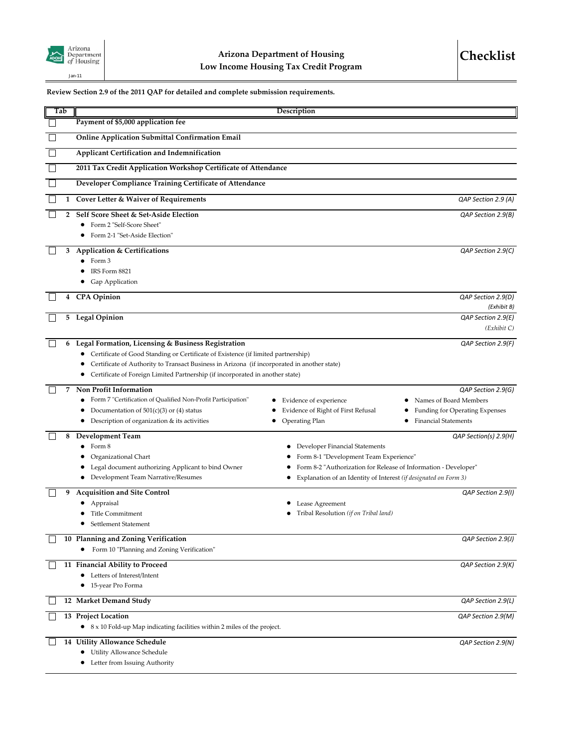Arizona Department of Housing

Jan-11

# Arizona Department of Housing
## Low Income Housing Tax Credit Program

# Checklist

**Review Section 2.9 of the 2011 QAP for detailed and complete submission requirements.**

| | Tab | Description | |
|---|---|---|---|
| ☐ | | **Payment of $5,000 application fee** | |
| ☐ | | **Online Application Submittal Confirmation Email** | |
| ☐ | | **Applicant Certification and Indemnification** | |
| ☐ | | **2011 Tax Credit Application Workshop Certificate of Attendance** | |
| ☐ | | **Developer Compliance Training Certificate of Attendance** | |
| ☐ | 1 | **Cover Letter & Waiver of Requirements** | *QAP Section 2.9 (A)* |
| ☐ | 2 | **Self Score Sheet & Set-Aside Election**<br>• Form 2 "Self-Score Sheet"<br>• Form 2-1 "Set-Aside Election" | *QAP Section 2.9(B)* |
| ☐ | 3 | **Application & Certifications**<br>• Form 3<br>• IRS Form 8821<br>• Gap Application | *QAP Section 2.9(C)* |
| ☐ | 4 | **CPA Opinion** | *QAP Section 2.9(D) (Exhibit B)* |
| ☐ | 5 | **Legal Opinion** | *QAP Section 2.9(E) (Exhibit C)* |
| ☐ | 6 | **Legal Formation, Licensing & Business Registration**<br>• Certificate of Good Standing or Certificate of Existence (if limited partnership)<br>• Certificate of Authority to Transact Business in Arizona (if incorporated in another state)<br>• Certificate of Foreign Limited Partnership (if incorporated in another state) | *QAP Section 2.9(F)* |
| ☐ | 7 | **Non Profit Information**<br>• Form 7 "Certification of Qualified Non-Profit Participation"<br>• Documentation of 501(c)(3) or (4) status<br>• Description of organization & its activities<br>• Evidence of experience<br>• Evidence of Right of First Refusal<br>• Operating Plan<br>• Names of Board Members<br>• Funding for Operating Expenses<br>• Financial Statements | *QAP Section 2.9(G)* |
| ☐ | 8 | **Development Team**<br>• Form 8<br>• Organizational Chart<br>• Legal document authorizing Applicant to bind Owner<br>• Development Team Narrative/Resumes<br>• Developer Financial Statements<br>• Form 8-1 "Development Team Experience"<br>• Form 8-2 "Authorization for Release of Information - Developer"<br>• Explanation of an Identity of Interest *(if designated on Form 3)* | *QAP Section(s) 2.9(H)* |
| ☐ | 9 | **Acquisition and Site Control**<br>• Appraisal<br>• Title Commitment<br>• Settlement Statement<br>• Lease Agreement<br>• Tribal Resolution *(if on Tribal land)* | *QAP Section 2.9(I)* |
| ☐ | 10 | **Planning and Zoning Verification**<br>• Form 10 "Planning and Zoning Verification" | *QAP Section 2.9(J)* |
| ☐ | 11 | **Financial Ability to Proceed**<br>• Letters of Interest/Intent<br>• 15-year Pro Forma | *QAP Section 2.9(K)* |
| ☐ | 12 | **Market Demand Study** | *QAP Section 2.9(L)* |
| ☐ | 13 | **Project Location**<br>• 8 x 10 Fold-up Map indicating facilities within 2 miles of the project. | *QAP Section 2.9(M)* |
| ☐ | 14 | **Utility Allowance Schedule**<br>• Utility Allowance Schedule<br>• Letter from Issuing Authority | *QAP Section 2.9(N)* |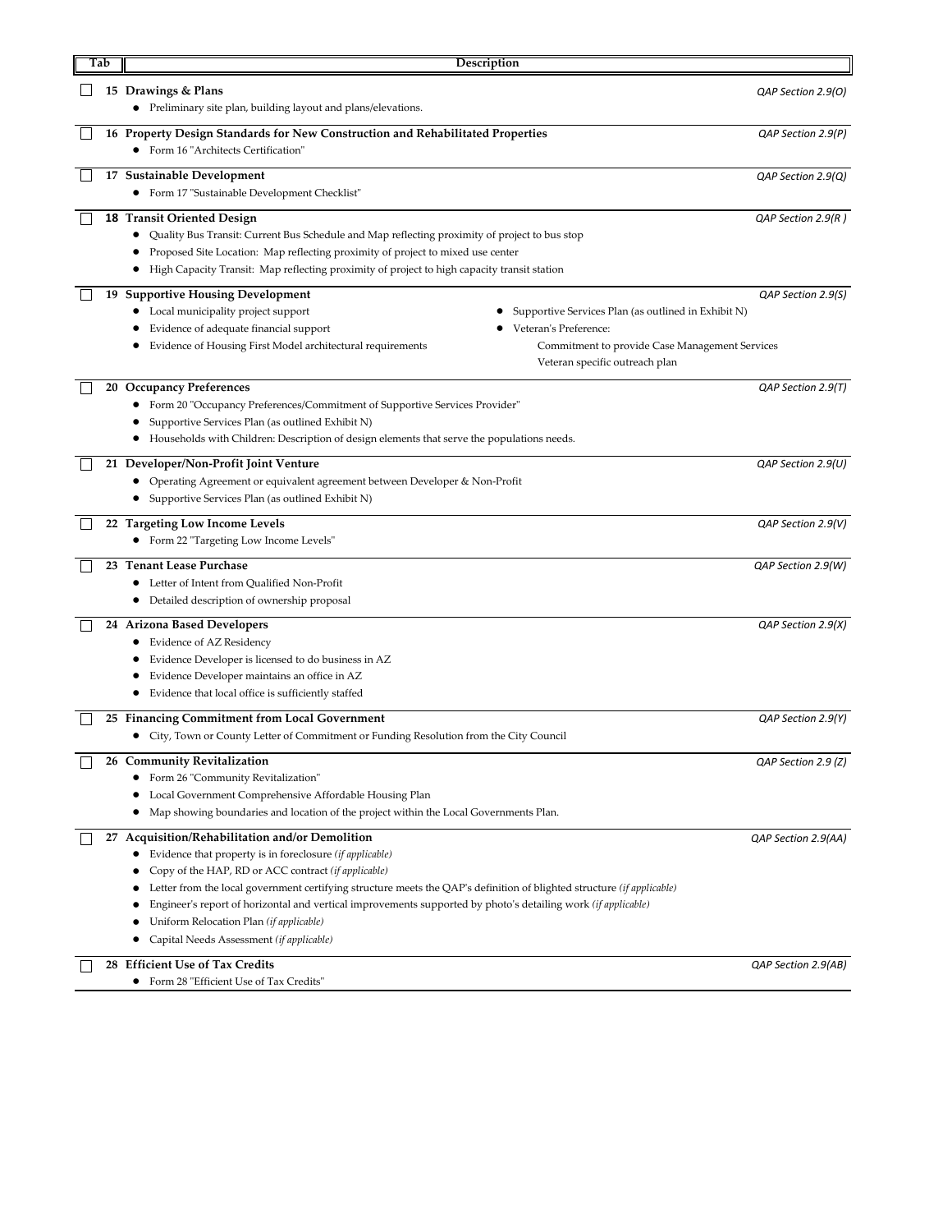| Tab | Description | |
|---|---|---|
| ☐ | **15 Drawings & Plans**<br>• Preliminary site plan, building layout and plans/elevations. | *QAP Section 2.9(O)* |
| ☐ | **16 Property Design Standards for New Construction and Rehabilitated Properties**<br>• Form 16 "Architects Certification" | *QAP Section 2.9(P)* |
| ☐ | **17 Sustainable Development**<br>• Form 17 "Sustainable Development Checklist" | *QAP Section 2.9(Q)* |
| ☐ | **18 Transit Oriented Design**<br>• Quality Bus Transit: Current Bus Schedule and Map reflecting proximity of project to bus stop<br>• Proposed Site Location: Map reflecting proximity of project to mixed use center<br>• High Capacity Transit: Map reflecting proximity of project to high capacity transit station | *QAP Section 2.9(R )* |
| ☐ | **19 Supportive Housing Development**<br>• Local municipality project support<br>• Evidence of adequate financial support<br>• Evidence of Housing First Model architectural requirements<br>• Supportive Services Plan (as outlined in Exhibit N)<br>• Veteran's Preference:<br>Commitment to provide Case Management Services<br>Veteran specific outreach plan | *QAP Section 2.9(S)* |
| ☐ | **20 Occupancy Preferences**<br>• Form 20 "Occupancy Preferences/Commitment of Supportive Services Provider"<br>• Supportive Services Plan (as outlined Exhibit N)<br>• Households with Children: Description of design elements that serve the populations needs. | *QAP Section 2.9(T)* |
| ☐ | **21 Developer/Non-Profit Joint Venture**<br>• Operating Agreement or equivalent agreement between Developer & Non-Profit<br>• Supportive Services Plan (as outlined Exhibit N) | *QAP Section 2.9(U)* |
| ☐ | **22 Targeting Low Income Levels**<br>• Form 22 "Targeting Low Income Levels" | *QAP Section 2.9(V)* |
| ☐ | **23 Tenant Lease Purchase**<br>• Letter of Intent from Qualified Non-Profit<br>• Detailed description of ownership proposal | *QAP Section 2.9(W)* |
| ☐ | **24 Arizona Based Developers**<br>• Evidence of AZ Residency<br>• Evidence Developer is licensed to do business in AZ<br>• Evidence Developer maintains an office in AZ<br>• Evidence that local office is sufficiently staffed | *QAP Section 2.9(X)* |
| ☐ | **25 Financing Commitment from Local Government**<br>• City, Town or County Letter of Commitment or Funding Resolution from the City Council | *QAP Section 2.9(Y)* |
| ☐ | **26 Community Revitalization**<br>• Form 26 "Community Revitalization"<br>• Local Government Comprehensive Affordable Housing Plan<br>• Map showing boundaries and location of the project within the Local Governments Plan. | *QAP Section 2.9 (Z)* |
| ☐ | **27 Acquisition/Rehabilitation and/or Demolition**<br>• Evidence that property is in foreclosure *(if applicable)*<br>• Copy of the HAP, RD or ACC contract *(if applicable)*<br>• Letter from the local government certifying structure meets the QAP's definition of blighted structure *(if applicable)*<br>• Engineer's report of horizontal and vertical improvements supported by photo's detailing work *(if applicable)*<br>• Uniform Relocation Plan *(if applicable)*<br>• Capital Needs Assessment *(if applicable)* | *QAP Section 2.9(AA)* |
| ☐ | **28 Efficient Use of Tax Credits**<br>• Form 28 "Efficient Use of Tax Credits" | *QAP Section 2.9(AB)* |